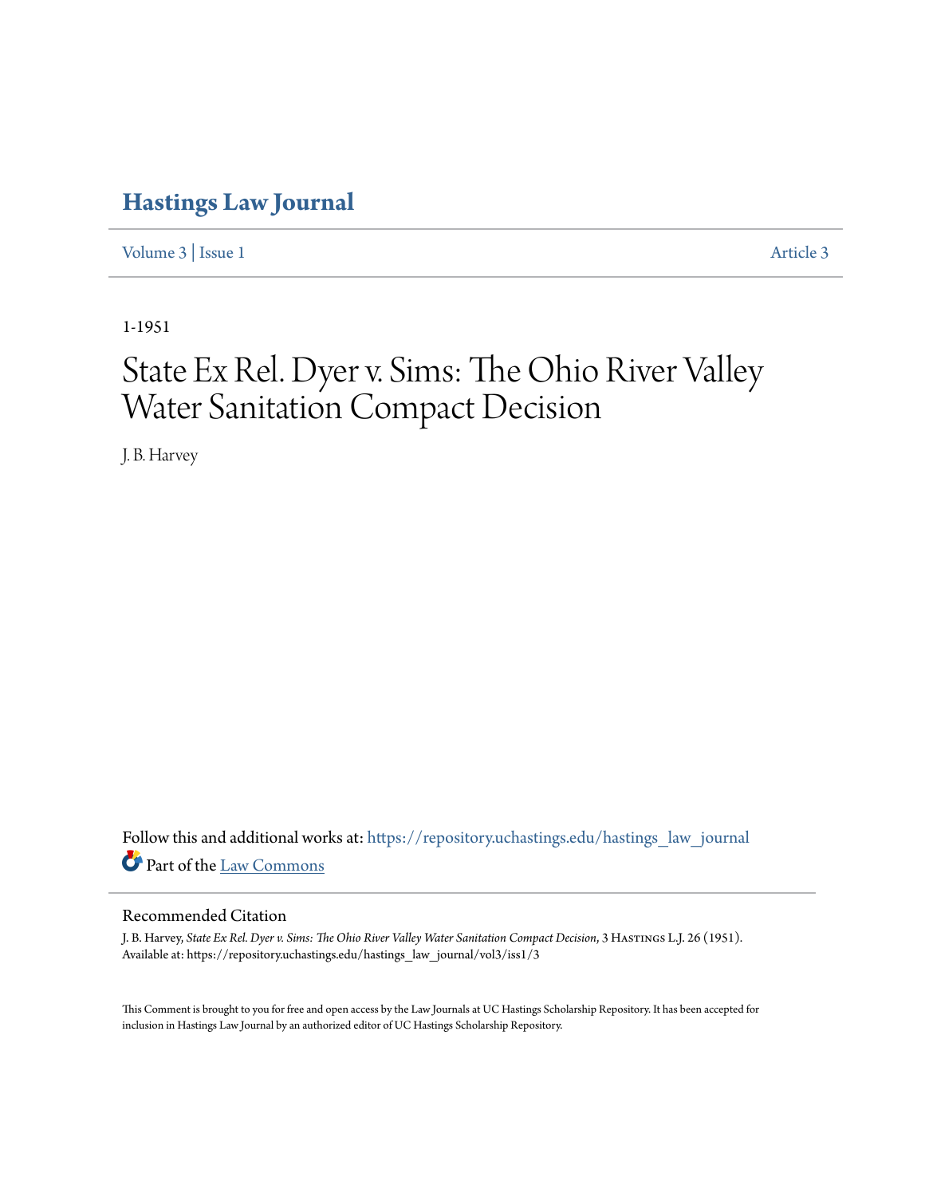# Hastings Law Journal

Volume 3 | Issue 1 Article 3

1-1951

# State Ex Rel. Dyer v. Sims: The Ohio River Valley Water Sanitation Compact Decision

J. B. Harvey

Follow this and additional works at: https://repository.uchastings.edu/hastings_law_journal

Part of the Law Commons

## Recommended Citation

J. B. Harvey, *State Ex Rel. Dyer v. Sims: The Ohio River Valley Water Sanitation Compact Decision*, 3 Hastings L.J. 26 (1951).
Available at: https://repository.uchastings.edu/hastings_law_journal/vol3/iss1/3

This Comment is brought to you for free and open access by the Law Journals at UC Hastings Scholarship Repository. It has been accepted for inclusion in Hastings Law Journal by an authorized editor of UC Hastings Scholarship Repository.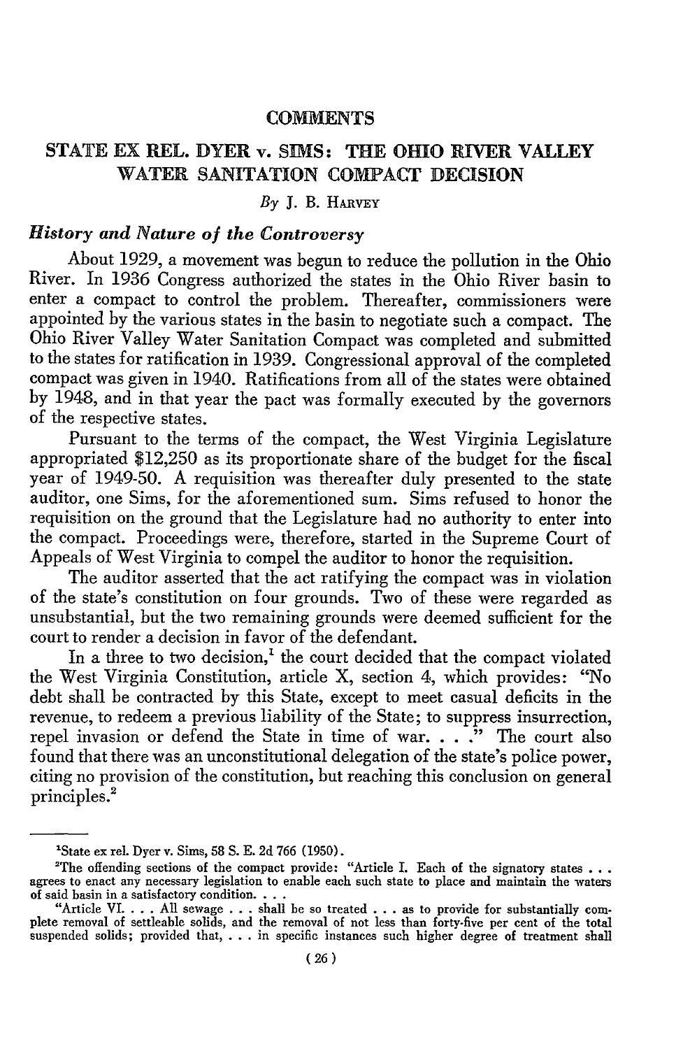## COMMENTS

# STATE EX REL. DYER v. SIMS: THE OHIO RIVER VALLEY WATER SANITATION COMPACT DECISION

*By* J. B. Harvey

### *History and Nature of the Controversy*

About 1929, a movement was begun to reduce the pollution in the Ohio River. In 1936 Congress authorized the states in the Ohio River basin to enter a compact to control the problem. Thereafter, commissioners were appointed by the various states in the basin to negotiate such a compact. The Ohio River Valley Water Sanitation Compact was completed and submitted to the states for ratification in 1939. Congressional approval of the completed compact was given in 1940. Ratifications from all of the states were obtained by 1948, and in that year the pact was formally executed by the governors of the respective states.

Pursuant to the terms of the compact, the West Virginia Legislature appropriated $12,250 as its proportionate share of the budget for the fiscal year of 1949-50. A requisition was thereafter duly presented to the state auditor, one Sims, for the aforementioned sum. Sims refused to honor the requisition on the ground that the Legislature had no authority to enter into the compact. Proceedings were, therefore, started in the Supreme Court of Appeals of West Virginia to compel the auditor to honor the requisition.

The auditor asserted that the act ratifying the compact was in violation of the state's constitution on four grounds. Two of these were regarded as unsubstantial, but the two remaining grounds were deemed sufficient for the court to render a decision in favor of the defendant.

In a three to two decision,[1] the court decided that the compact violated the West Virginia Constitution, article X, section 4, which provides: "No debt shall be contracted by this State, except to meet casual deficits in the revenue, to redeem a previous liability of the State; to suppress insurrection, repel invasion or defend the State in time of war. . . ." The court also found that there was an unconstitutional delegation of the state's police power, citing no provision of the constitution, but reaching this conclusion on general principles.[2]

---

[1] State ex rel. Dyer v. Sims, 58 S. E. 2d 766 (1950).

[2] The offending sections of the compact provide: "Article I. Each of the signatory states . . . agrees to enact any necessary legislation to enable each such state to place and maintain the waters of said basin in a satisfactory condition. . . .

"Article VI. . . . All sewage . . . shall be so treated . . . as to provide for substantially complete removal of settleable solids, and the removal of not less than forty-five per cent of the total suspended solids; provided that, . . . in specific instances such higher degree of treatment shall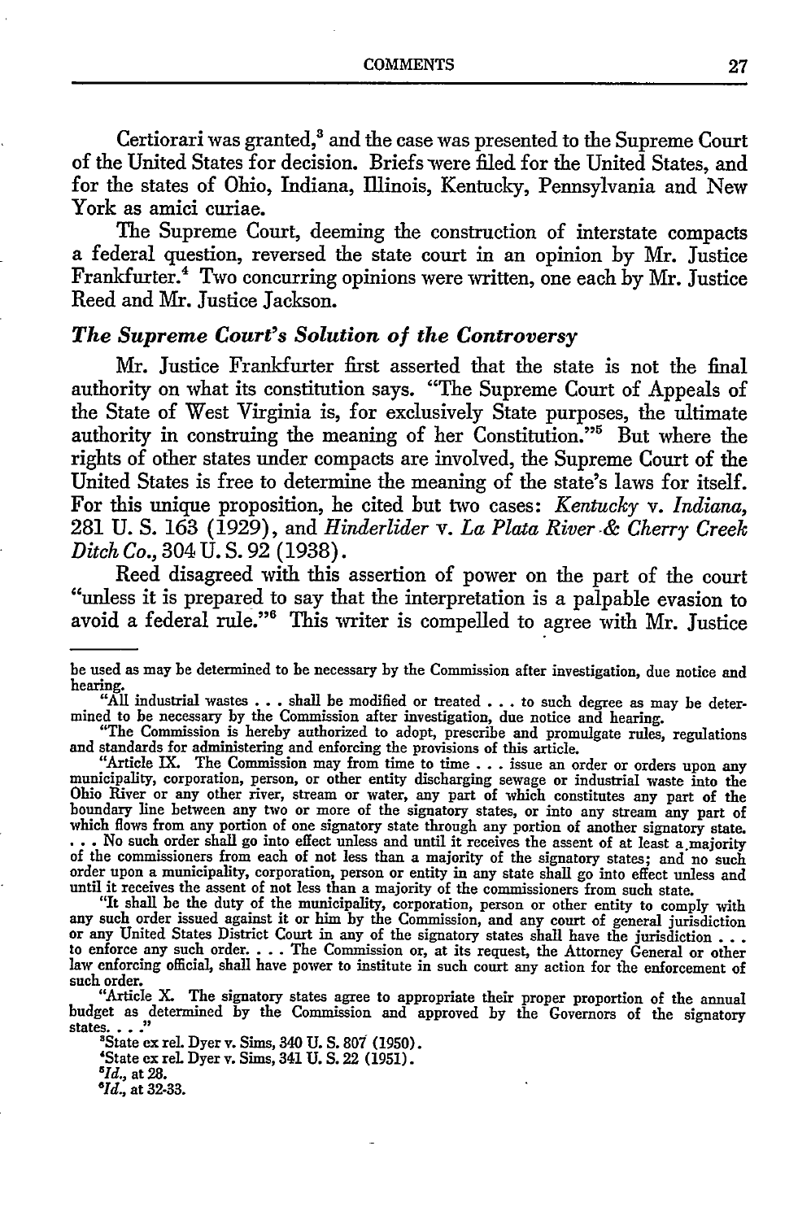Certiorari was granted,[3] and the case was presented to the Supreme Court of the United States for decision. Briefs were filed for the United States, and for the states of Ohio, Indiana, Illinois, Kentucky, Pennsylvania and New York as amici curiae.

The Supreme Court, deeming the construction of interstate compacts a federal question, reversed the state court in an opinion by Mr. Justice Frankfurter.[4] Two concurring opinions were written, one each by Mr. Justice Reed and Mr. Justice Jackson.

### *The Supreme Court's Solution of the Controversy*

Mr. Justice Frankfurter first asserted that the state is not the final authority on what its constitution says. "The Supreme Court of Appeals of the State of West Virginia is, for exclusively State purposes, the ultimate authority in construing the meaning of her Constitution."[5] But where the rights of other states under compacts are involved, the Supreme Court of the United States is free to determine the meaning of the state's laws for itself. For this unique proposition, he cited but two cases: *Kentucky* v. *Indiana*, 281 U. S. 163 (1929), and *Hinderlider* v. *La Plata River & Cherry Creek Ditch Co.*, 304 U. S. 92 (1938).

Reed disagreed with this assertion of power on the part of the court "unless it is prepared to say that the interpretation is a palpable evasion to avoid a federal rule."[6] This writer is compelled to agree with Mr. Justice

---

be used as may be determined to be necessary by the Commission after investigation, due notice and hearing.

"All industrial wastes . . . shall be modified or treated . . . to such degree as may be determined to be necessary by the Commission after investigation, due notice and hearing.

"The Commission is hereby authorized to adopt, prescribe and promulgate rules, regulations and standards for administering and enforcing the provisions of this article.

"Article IX. The Commission may from time to time . . . issue an order or orders upon any municipality, corporation, person, or other entity discharging sewage or industrial waste into the Ohio River or any other river, stream or water, any part of which constitutes any part of the boundary line between any two or more of the signatory states, or into any stream any part of which flows from any portion of one signatory state through any portion of another signatory state. . . . No such order shall go into effect unless and until it receives the assent of at least a majority of the commissioners from each of not less than a majority of the signatory states; and no such order upon a municipality, corporation, person or entity in any state shall go into effect unless and until it receives the assent of not less than a majority of the commissioners from such state.

"It shall be the duty of the municipality, corporation, person or other entity to comply with any such order issued against it or him by the Commission, and any court of general jurisdiction or any United States District Court in any of the signatory states shall have the jurisdiction . . . to enforce any such order. . . . The Commission or, at its request, the Attorney General or other law enforcing official, shall have power to institute in such court any action for the enforcement of such order.

"Article X. The signatory states agree to appropriate their proper proportion of the annual budget as determined by the Commission and approved by the Governors of the signatory states. . . ."

[3] State ex rel. Dyer v. Sims, 340 U. S. 807 (1950).

[4] State ex rel. Dyer v. Sims, 341 U. S. 22 (1951).

[5] *Id.*, at 28.

[6] *Id.*, at 32-33.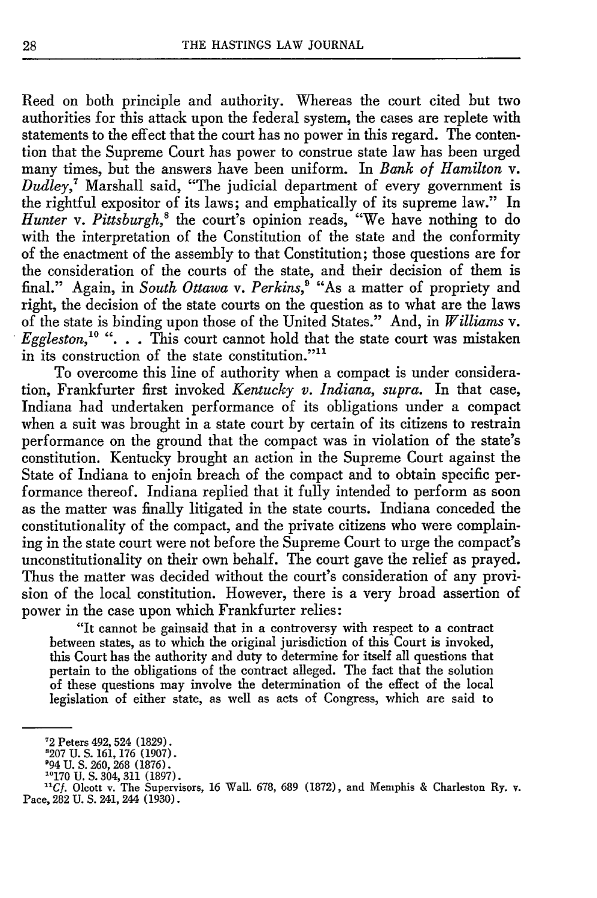Reed on both principle and authority. Whereas the court cited but two authorities for this attack upon the federal system, the cases are replete with statements to the effect that the court has no power in this regard. The contention that the Supreme Court has power to construe state law has been urged many times, but the answers have been uniform. In *Bank of Hamilton* v. *Dudley*,[7] Marshall said, "The judicial department of every government is the rightful expositor of its laws; and emphatically of its supreme law." In *Hunter* v. *Pittsburgh*,[8] the court's opinion reads, "We have nothing to do with the interpretation of the Constitution of the state and the conformity of the enactment of the assembly to that Constitution; those questions are for the consideration of the courts of the state, and their decision of them is final." Again, in *South Ottawa* v. *Perkins*,[9] "As a matter of propriety and right, the decision of the state courts on the question as to what are the laws of the state is binding upon those of the United States." And, in *Williams* v. *Eggleston*,[10] ". . . This court cannot hold that the state court was mistaken in its construction of the state constitution."[11]

To overcome this line of authority when a compact is under consideration, Frankfurter first invoked *Kentucky v. Indiana, supra.* In that case, Indiana had undertaken performance of its obligations under a compact when a suit was brought in a state court by certain of its citizens to restrain performance on the ground that the compact was in violation of the state's constitution. Kentucky brought an action in the Supreme Court against the State of Indiana to enjoin breach of the compact and to obtain specific performance thereof. Indiana replied that it fully intended to perform as soon as the matter was finally litigated in the state courts. Indiana conceded the constitutionality of the compact, and the private citizens who were complaining in the state court were not before the Supreme Court to urge the compact's unconstitutionality on their own behalf. The court gave the relief as prayed. Thus the matter was decided without the court's consideration of any provision of the local constitution. However, there is a very broad assertion of power in the case upon which Frankfurter relies:

> "It cannot be gainsaid that in a controversy with respect to a contract between states, as to which the original jurisdiction of this Court is invoked, this Court has the authority and duty to determine for itself all questions that pertain to the obligations of the contract alleged. The fact that the solution of these questions may involve the determination of the effect of the local legislation of either state, as well as acts of Congress, which are said to

---

[7] 2 Peters 492, 524 (1829).

[8] 207 U. S. 161, 176 (1907).

[9] 94 U. S. 260, 268 (1876).

[10] 170 U. S. 304, 311 (1897).

[11] *Cf.* Olcott v. The Supervisors, 16 Wall. 678, 689 (1872), and Memphis & Charleston Ry. v. Pace, 282 U. S. 241, 244 (1930).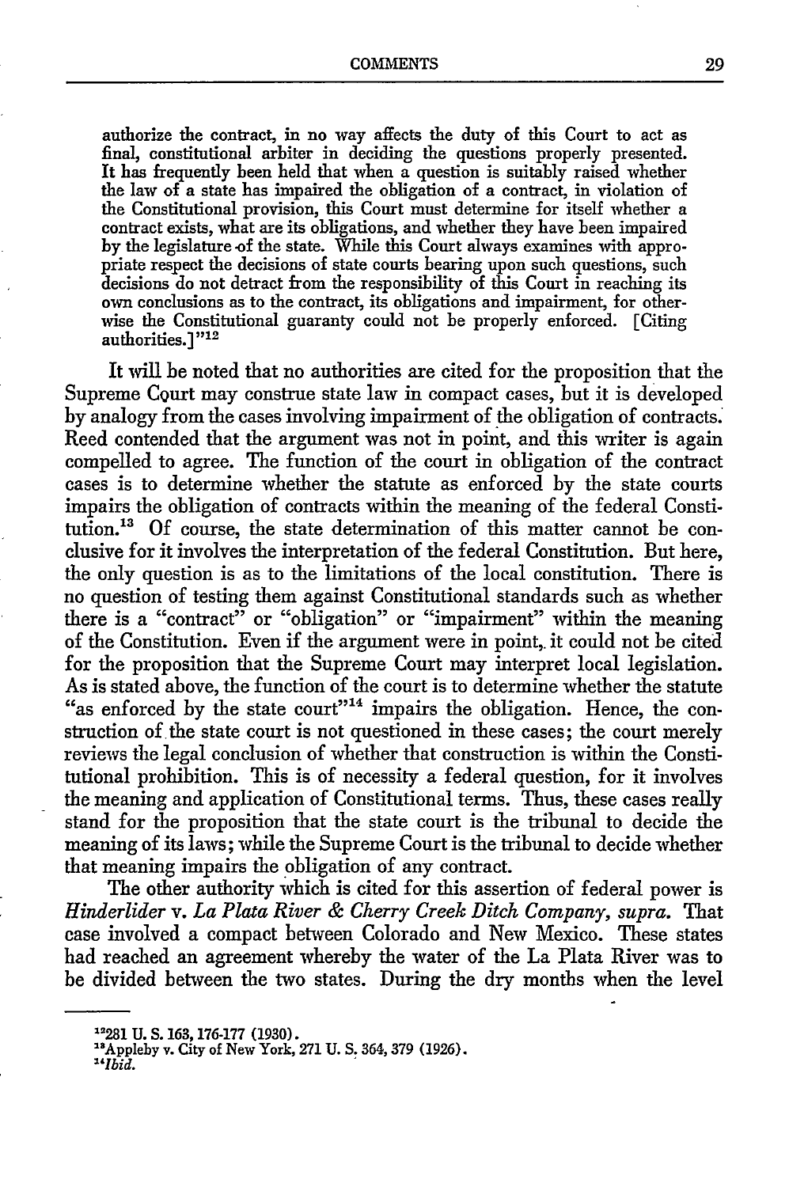authorize the contract, in no way affects the duty of this Court to act as final, constitutional arbiter in deciding the questions properly presented. It has frequently been held that when a question is suitably raised whether the law of a state has impaired the obligation of a contract, in violation of the Constitutional provision, this Court must determine for itself whether a contract exists, what are its obligations, and whether they have been impaired by the legislature of the state. While this Court always examines with appropriate respect the decisions of state courts bearing upon such questions, such decisions do not detract from the responsibility of this Court in reaching its own conclusions as to the contract, its obligations and impairment, for otherwise the Constitutional guaranty could not be properly enforced. [Citing authorities.]"[12]

It will be noted that no authorities are cited for the proposition that the Supreme Court may construe state law in compact cases, but it is developed by analogy from the cases involving impairment of the obligation of contracts. Reed contended that the argument was not in point, and this writer is again compelled to agree. The function of the court in obligation of the contract cases is to determine whether the statute as enforced by the state courts impairs the obligation of contracts within the meaning of the federal Constitution.[13] Of course, the state determination of this matter cannot be conclusive for it involves the interpretation of the federal Constitution. But here, the only question is as to the limitations of the local constitution. There is no question of testing them against Constitutional standards such as whether there is a "contract" or "obligation" or "impairment" within the meaning of the Constitution. Even if the argument were in point, it could not be cited for the proposition that the Supreme Court may interpret local legislation. As is stated above, the function of the court is to determine whether the statute "as enforced by the state court"[14] impairs the obligation. Hence, the construction of the state court is not questioned in these cases; the court merely reviews the legal conclusion of whether that construction is within the Constitutional prohibition. This is of necessity a federal question, for it involves the meaning and application of Constitutional terms. Thus, these cases really stand for the proposition that the state court is the tribunal to decide the meaning of its laws; while the Supreme Court is the tribunal to decide whether that meaning impairs the obligation of any contract.

The other authority which is cited for this assertion of federal power is *Hinderlider* v. *La Plata River & Cherry Creek Ditch Company*, *supra.* That case involved a compact between Colorado and New Mexico. These states had reached an agreement whereby the water of the La Plata River was to be divided between the two states. During the dry months when the level

---

[12] 281 U. S. 163, 176-177 (1930).

[13] Appleby v. City of New York, 271 U. S. 364, 379 (1926).

[14] *Ibid.*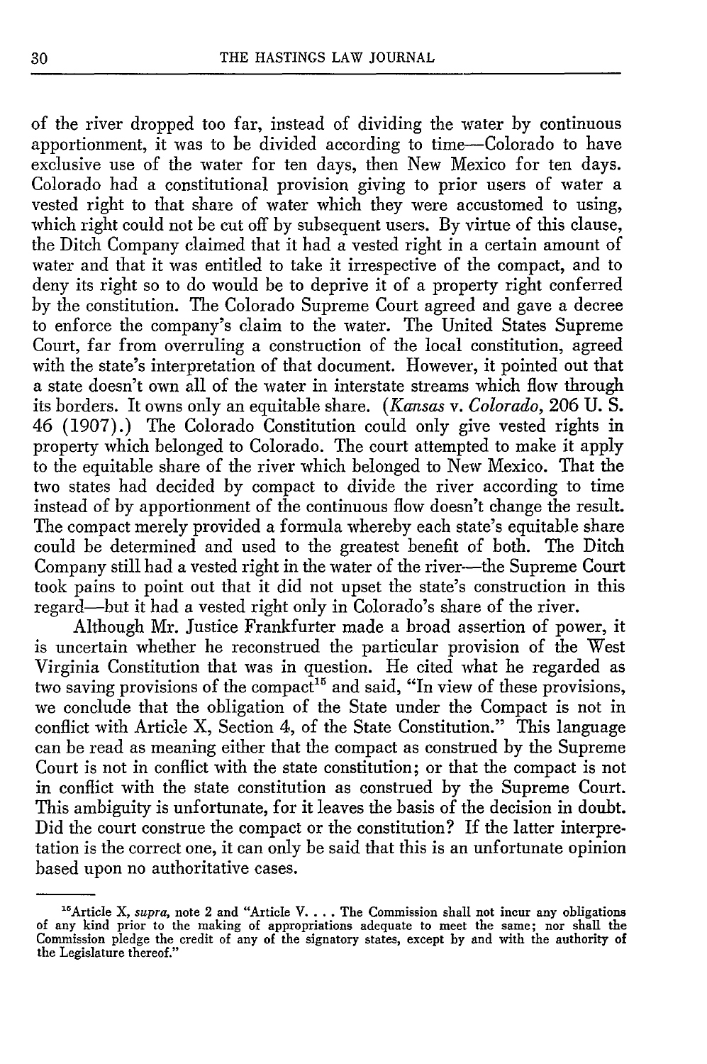of the river dropped too far, instead of dividing the water by continuous apportionment, it was to be divided according to time—Colorado to have exclusive use of the water for ten days, then New Mexico for ten days. Colorado had a constitutional provision giving to prior users of water a vested right to that share of water which they were accustomed to using, which right could not be cut off by subsequent users. By virtue of this clause, the Ditch Company claimed that it had a vested right in a certain amount of water and that it was entitled to take it irrespective of the compact, and to deny its right so to do would be to deprive it of a property right conferred by the constitution. The Colorado Supreme Court agreed and gave a decree to enforce the company's claim to the water. The United States Supreme Court, far from overruling a construction of the local constitution, agreed with the state's interpretation of that document. However, it pointed out that a state doesn't own all of the water in interstate streams which flow through its borders. It owns only an equitable share. (*Kansas* v. *Colorado*, 206 U. S. 46 (1907).) The Colorado Constitution could only give vested rights in property which belonged to Colorado. The court attempted to make it apply to the equitable share of the river which belonged to New Mexico. That the two states had decided by compact to divide the river according to time instead of by apportionment of the continuous flow doesn't change the result. The compact merely provided a formula whereby each state's equitable share could be determined and used to the greatest benefit of both. The Ditch Company still had a vested right in the water of the river—the Supreme Court took pains to point out that it did not upset the state's construction in this regard—but it had a vested right only in Colorado's share of the river.

Although Mr. Justice Frankfurter made a broad assertion of power, it is uncertain whether he reconstrued the particular provision of the West Virginia Constitution that was in question. He cited what he regarded as two saving provisions of the compact[15] and said, "In view of these provisions, we conclude that the obligation of the State under the Compact is not in conflict with Article X, Section 4, of the State Constitution." This language can be read as meaning either that the compact as construed by the Supreme Court is not in conflict with the state constitution; or that the compact is not in conflict with the state constitution as construed by the Supreme Court. This ambiguity is unfortunate, for it leaves the basis of the decision in doubt. Did the court construe the compact or the constitution? If the latter interpretation is the correct one, it can only be said that this is an unfortunate opinion based upon no authoritative cases.

---

[15]Article X, *supra*, note 2 and "Article V. . . . The Commission shall not incur any obligations of any kind prior to the making of appropriations adequate to meet the same; nor shall the Commission pledge the credit of any of the signatory states, except by and with the authority of the Legislature thereof."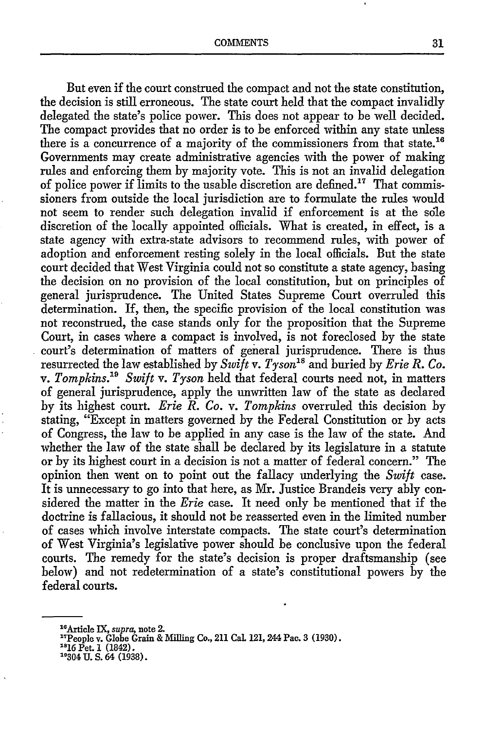But even if the court construed the compact and not the state constitution, the decision is still erroneous. The state court held that the compact invalidly delegated the state's police power. This does not appear to be well decided. The compact provides that no order is to be enforced within any state unless there is a concurrence of a majority of the commissioners from that state.[16] Governments may create administrative agencies with the power of making rules and enforcing them by majority vote. This is not an invalid delegation of police power if limits to the usable discretion are defined.[17] That commissioners from outside the local jurisdiction are to formulate the rules would not seem to render such delegation invalid if enforcement is at the sole discretion of the locally appointed officials. What is created, in effect, is a state agency with extra-state advisors to recommend rules, with power of adoption and enforcement resting solely in the local officials. But the state court decided that West Virginia could not so constitute a state agency, basing the decision on no provision of the local constitution, but on principles of general jurisprudence. The United States Supreme Court overruled this determination. If, then, the specific provision of the local constitution was not reconstrued, the case stands only for the proposition that the Supreme Court, in cases where a compact is involved, is not foreclosed by the state court's determination of matters of general jurisprudence. There is thus resurrected the law established by *Swift* v. *Tyson*[18] and buried by *Erie R. Co.* v. *Tompkins.*[19] *Swift* v. *Tyson* held that federal courts need not, in matters of general jurisprudence, apply the unwritten law of the state as declared by its highest court. *Erie R. Co.* v. *Tompkins* overruled this decision by stating, "Except in matters governed by the Federal Constitution or by acts of Congress, the law to be applied in any case is the law of the state. And whether the law of the state shall be declared by its legislature in a statute or by its highest court in a decision is not a matter of federal concern." The opinion then went on to point out the fallacy underlying the *Swift* case. It is unnecessary to go into that here, as Mr. Justice Brandeis very ably considered the matter in the *Erie* case. It need only be mentioned that if the doctrine is fallacious, it should not be reasserted even in the limited number of cases which involve interstate compacts. The state court's determination of West Virginia's legislative power should be conclusive upon the federal courts. The remedy for the state's decision is proper draftsmanship (see below) and not redetermination of a state's constitutional powers by the federal courts.

---

[16]Article IX, *supra*, note 2.

[17]People v. Globe Grain & Milling Co., 211 Cal. 121, 244 Pac. 3 (1930).

[18]16 Pet. 1 (1842).

[19]304 U. S. 64 (1938).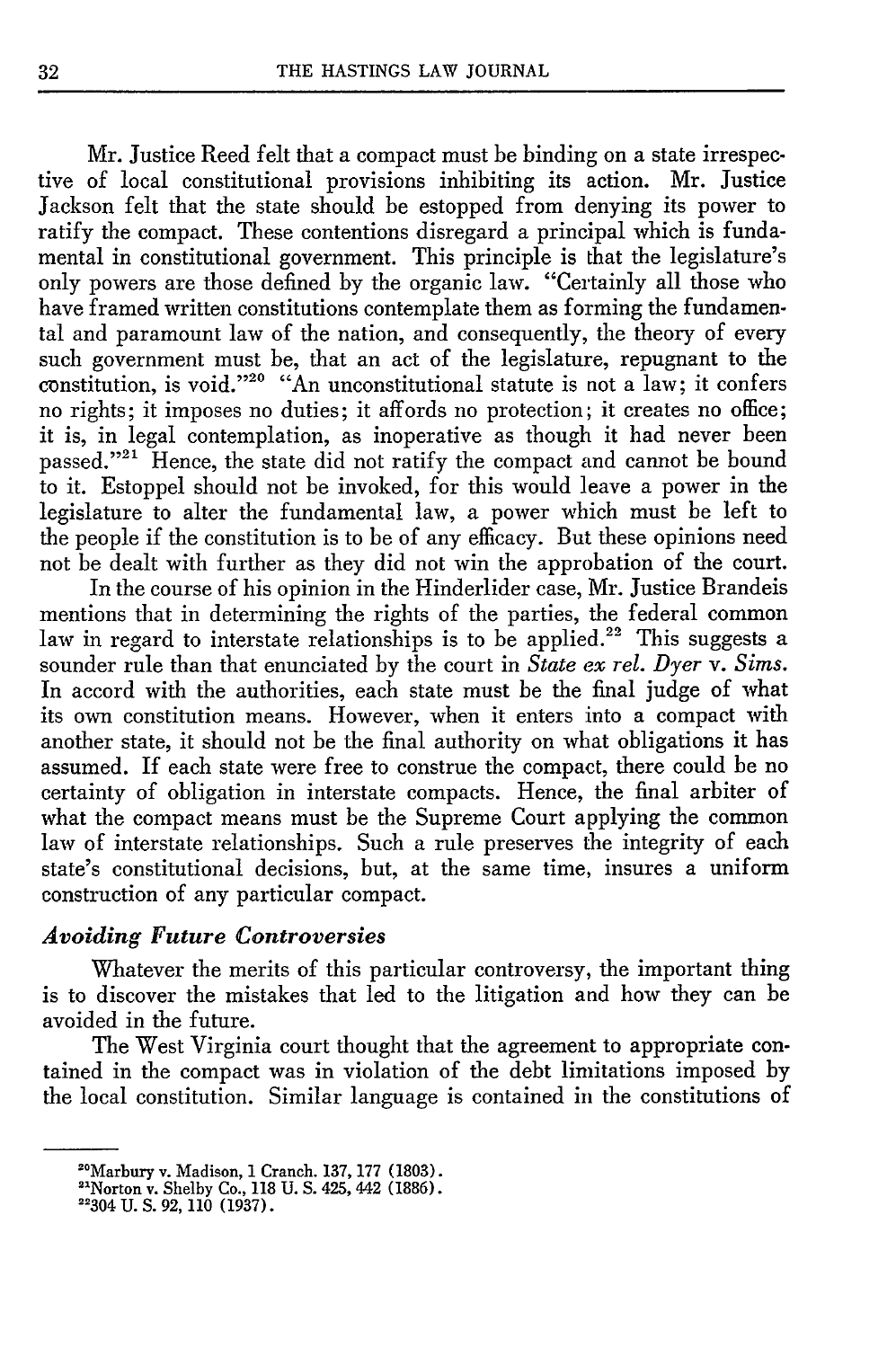Mr. Justice Reed felt that a compact must be binding on a state irrespective of local constitutional provisions inhibiting its action. Mr. Justice Jackson felt that the state should be estopped from denying its power to ratify the compact. These contentions disregard a principal which is fundamental in constitutional government. This principle is that the legislature's only powers are those defined by the organic law. "Certainly all those who have framed written constitutions contemplate them as forming the fundamental and paramount law of the nation, and consequently, the theory of every such government must be, that an act of the legislature, repugnant to the constitution, is void."[20] "An unconstitutional statute is not a law; it confers no rights; it imposes no duties; it affords no protection; it creates no office; it is, in legal contemplation, as inoperative as though it had never been passed."[21] Hence, the state did not ratify the compact and cannot be bound to it. Estoppel should not be invoked, for this would leave a power in the legislature to alter the fundamental law, a power which must be left to the people if the constitution is to be of any efficacy. But these opinions need not be dealt with further as they did not win the approbation of the court.

In the course of his opinion in the Hinderlider case, Mr. Justice Brandeis mentions that in determining the rights of the parties, the federal common law in regard to interstate relationships is to be applied.[22] This suggests a sounder rule than that enunciated by the court in *State ex rel. Dyer* v. *Sims*. In accord with the authorities, each state must be the final judge of what its own constitution means. However, when it enters into a compact with another state, it should not be the final authority on what obligations it has assumed. If each state were free to construe the compact, there could be no certainty of obligation in interstate compacts. Hence, the final arbiter of what the compact means must be the Supreme Court applying the common law of interstate relationships. Such a rule preserves the integrity of each state's constitutional decisions, but, at the same time, insures a uniform construction of any particular compact.

### *Avoiding Future Controversies*

Whatever the merits of this particular controversy, the important thing is to discover the mistakes that led to the litigation and how they can be avoided in the future.

The West Virginia court thought that the agreement to appropriate contained in the compact was in violation of the debt limitations imposed by the local constitution. Similar language is contained in the constitutions of

---

[20] Marbury v. Madison, 1 Cranch. 137, 177 (1803).

[21] Norton v. Shelby Co., 118 U. S. 425, 442 (1886).

[22] 304 U. S. 92, 110 (1937).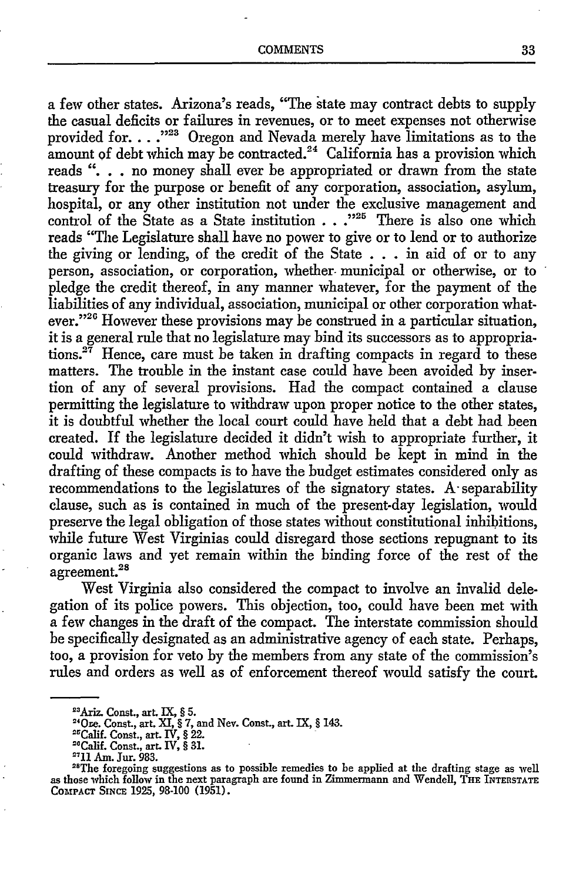a few other states. Arizona's reads, "The state may contract debts to supply the casual deficits or failures in revenues, or to meet expenses not otherwise provided for. . . ."[23] Oregon and Nevada merely have limitations as to the amount of debt which may be contracted.[24] California has a provision which reads ". . . no money shall ever be appropriated or drawn from the state treasury for the purpose or benefit of any corporation, association, asylum, hospital, or any other institution not under the exclusive management and control of the State as a State institution . . ."[25] There is also one which reads "The Legislature shall have no power to give or to lend or to authorize the giving or lending, of the credit of the State . . . in aid of or to any person, association, or corporation, whether municipal or otherwise, or to pledge the credit thereof, in any manner whatever, for the payment of the liabilities of any individual, association, municipal or other corporation whatever."[26] However these provisions may be construed in a particular situation, it is a general rule that no legislature may bind its successors as to appropriations.[27] Hence, care must be taken in drafting compacts in regard to these matters. The trouble in the instant case could have been avoided by insertion of any of several provisions. Had the compact contained a clause permitting the legislature to withdraw upon proper notice to the other states, it is doubtful whether the local court could have held that a debt had been created. If the legislature decided it didn't wish to appropriate further, it could withdraw. Another method which should be kept in mind in the drafting of these compacts is to have the budget estimates considered only as recommendations to the legislatures of the signatory states. A separability clause, such as is contained in much of the present-day legislation, would preserve the legal obligation of those states without constitutional inhibitions, while future West Virginias could disregard those sections repugnant to its organic laws and yet remain within the binding force of the rest of the agreement.[28]

West Virginia also considered the compact to involve an invalid delegation of its police powers. This objection, too, could have been met with a few changes in the draft of the compact. The interstate commission should be specifically designated as an administrative agency of each state. Perhaps, too, a provision for veto by the members from any state of the commission's rules and orders as well as of enforcement thereof would satisfy the court.

---

[23] Ariz. Const., art. IX, § 5.

[24] Ore. Const., art. XI, § 7, and Nev. Const., art. IX, § 143.

[25] Calif. Const., art. IV, § 22.

[26] Calif. Const., art. IV, § 31.

[27] 11 Am. Jur. 983.

[28] The foregoing suggestions as to possible remedies to be applied at the drafting stage as well as those which follow in the next paragraph are found in Zimmermann and Wendell, THE INTERSTATE COMPACT SINCE 1925, 98-100 (1951).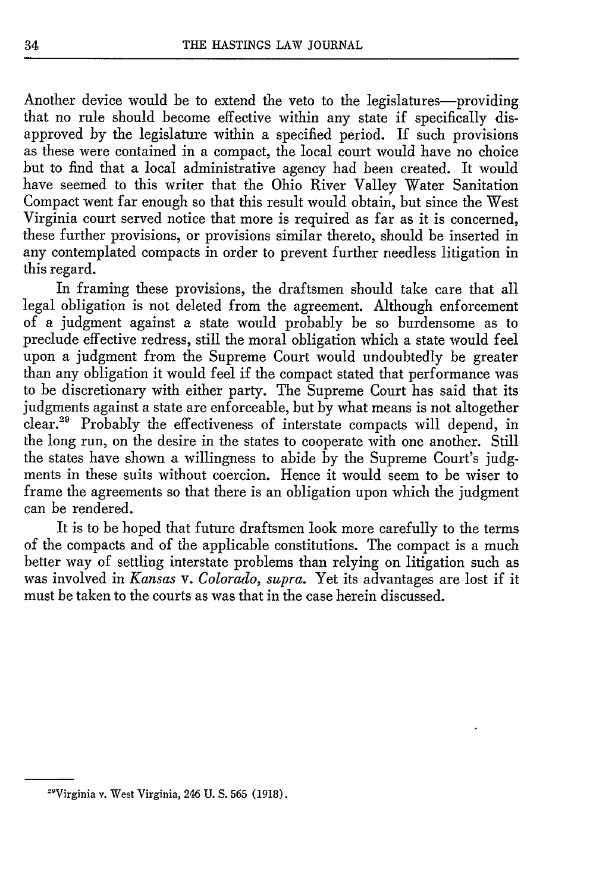Another device would be to extend the veto to the legislatures—providing that no rule should become effective within any state if specifically disapproved by the legislature within a specified period. If such provisions as these were contained in a compact, the local court would have no choice but to find that a local administrative agency had been created. It would have seemed to this writer that the Ohio River Valley Water Sanitation Compact went far enough so that this result would obtain, but since the West Virginia court served notice that more is required as far as it is concerned, these further provisions, or provisions similar thereto, should be inserted in any contemplated compacts in order to prevent further needless litigation in this regard.

In framing these provisions, the draftsmen should take care that all legal obligation is not deleted from the agreement. Although enforcement of a judgment against a state would probably be so burdensome as to preclude effective redress, still the moral obligation which a state would feel upon a judgment from the Supreme Court would undoubtedly be greater than any obligation it would feel if the compact stated that performance was to be discretionary with either party. The Supreme Court has said that its judgments against a state are enforceable, but by what means is not altogether clear.[29] Probably the effectiveness of interstate compacts will depend, in the long run, on the desire in the states to cooperate with one another. Still the states have shown a willingness to abide by the Supreme Court's judgments in these suits without coercion. Hence it would seem to be wiser to frame the agreements so that there is an obligation upon which the judgment can be rendered.

It is to be hoped that future draftsmen look more carefully to the terms of the compacts and of the applicable constitutions. The compact is a much better way of settling interstate problems than relying on litigation such as was involved in *Kansas* v. *Colorado*, *supra*. Yet its advantages are lost if it must be taken to the courts as was that in the case herein discussed.

---

[29] Virginia v. West Virginia, 246 U. S. 565 (1918).